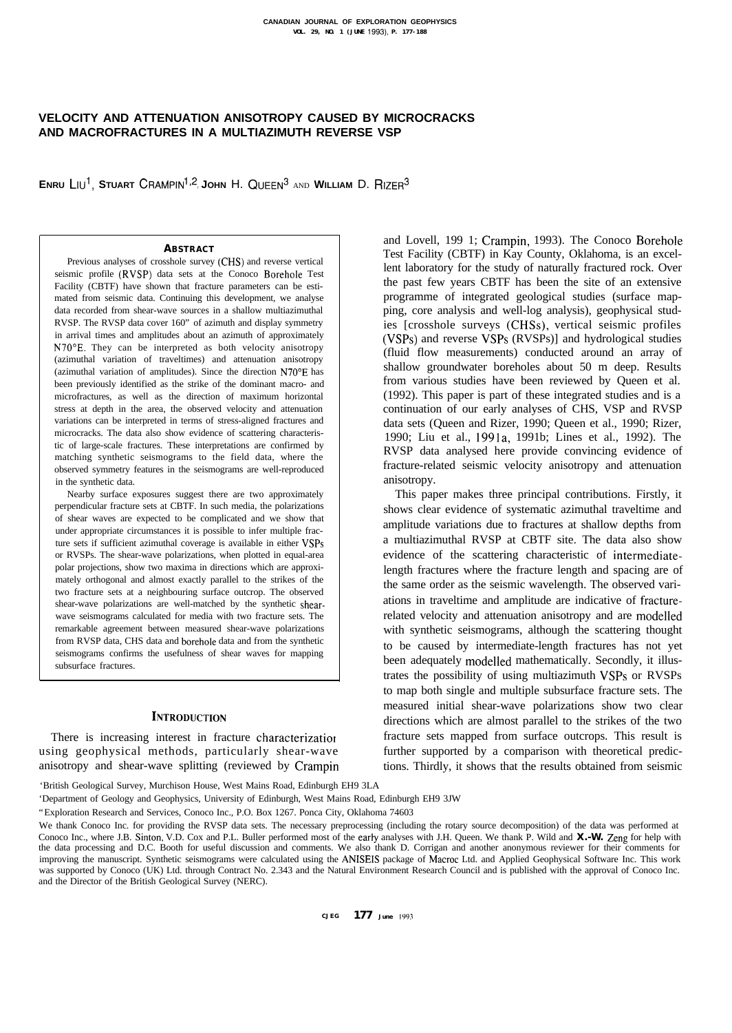# VELOCITY AND ATTENUATION ANISOTROPY CAUSED BY MICROCRACKS AND MACROFRACTURES IN A MULTIAZIMUTH REVERSE VSP

**ENRU LIU[1], STUART CRAMPIN[1,2], JOHN H. QUEEN[3] AND WILLIAM D. RIZER[3]**

## ABSTRACT

Previous analyses of crosshole survey (CHS) and reverse vertical seismic profile (RVSP) data sets at the Conoco Borehole Test Facility (CBTF) have shown that fracture parameters can be estimated from seismic data. Continuing this development, we analyse data recorded from shear-wave sources in a shallow multiazimuthal RVSP. The RVSP data cover 160° of azimuth and display symmetry in arrival times and amplitudes about an azimuth of approximately N70°E. They can be interpreted as both velocity anisotropy (azimuthal variation of traveltimes) and attenuation anisotropy (azimuthal variation of amplitudes). Since the direction N70°E has been previously identified as the strike of the dominant macro- and microfractures, as well as the direction of maximum horizontal stress at depth in the area, the observed velocity and attenuation variations can be interpreted in terms of stress-aligned fractures and microcracks. The data also show evidence of scattering characteristic of large-scale fractures. These interpretations are confirmed by matching synthetic seismograms to the field data, where the observed symmetry features in the seismograms are well-reproduced in the synthetic data.

Nearby surface exposures suggest there are two approximately perpendicular fracture sets at CBTF. In such media, the polarizations of shear waves are expected to be complicated and we show that under appropriate circumstances it is possible to infer multiple fracture sets if sufficient azimuthal coverage is available in either VSPs or RVSPs. The shear-wave polarizations, when plotted in equal-area polar projections, show two maxima in directions which are approximately orthogonal and almost exactly parallel to the strikes of the two fracture sets at a neighbouring surface outcrop. The observed shear-wave polarizations are well-matched by the synthetic shear-wave seismograms calculated for media with two fracture sets. The remarkable agreement between measured shear-wave polarizations from RVSP data, CHS data and borehole data and from the synthetic seismograms confirms the usefulness of shear waves for mapping subsurface fractures.

## INTRODUCTION

There is increasing interest in fracture characterization using geophysical methods, particularly shear-wave anisotropy and shear-wave splitting (reviewed by Crampin and Lovell, 1991; Crampin, 1993). The Conoco Borehole Test Facility (CBTF) in Kay County, Oklahoma, is an excellent laboratory for the study of naturally fractured rock. Over the past few years CBTF has been the site of an extensive programme of integrated geological studies (surface mapping, core analysis and well-log analysis), geophysical studies [crosshole surveys (CHSs), vertical seismic profiles (VSPs) and reverse VSPs (RVSPs)] and hydrological studies (fluid flow measurements) conducted around an array of shallow groundwater boreholes about 50 m deep. Results from various studies have been reviewed by Queen et al. (1992). This paper is part of these integrated studies and is a continuation of our early analyses of CHS, VSP and RVSP data sets (Queen and Rizer, 1990; Queen et al., 1990; Rizer, 1990; Liu et al., 1991a, 1991b; Lines et al., 1992). The RVSP data analysed here provide convincing evidence of fracture-related seismic velocity anisotropy and attenuation anisotropy.

This paper makes three principal contributions. Firstly, it shows clear evidence of systematic azimuthal traveltime and amplitude variations due to fractures at shallow depths from a multiazimuthal RVSP at CBTF site. The data also show evidence of the scattering characteristic of intermediate-length fractures where the fracture length and spacing are of the same order as the seismic wavelength. The observed variations in traveltime and amplitude are indicative of fracture-related velocity and attenuation anisotropy and are modelled with synthetic seismograms, although the scattering thought to be caused by intermediate-length fractures has not yet been adequately modelled mathematically. Secondly, it illustrates the possibility of using multiazimuth VSPs or RVSPs to map both single and multiple subsurface fracture sets. The measured initial shear-wave polarizations show two clear directions which are almost parallel to the strikes of the two fracture sets mapped from surface outcrops. This result is further supported by a comparison with theoretical predictions. Thirdly, it shows that the results obtained from seismic

[1]British Geological Survey, Murchison House, West Mains Road, Edinburgh EH9 3LA

[2]Department of Geology and Geophysics, University of Edinburgh, West Mains Road, Edinburgh EH9 3JW

[3]Exploration Research and Services, Conoco Inc., P.O. Box 1267. Ponca City, Oklahoma 74603

We thank Conoco Inc. for providing the RVSP data sets. The necessary preprocessing (including the rotary source decomposition) of the data was performed at Conoco Inc., where J.B. Sinton, V.D. Cox and P.L. Buller performed most of the early analyses with J.H. Queen. We thank P. Wild and **X.-W.** Zeng for help with the data processing and D.C. Booth for useful discussion and comments. We also thank D. Corrigan and another anonymous reviewer for their comments for improving the manuscript. Synthetic seismograms were calculated using the ANISEIS package of Macroc Ltd. and Applied Geophysical Software Inc. This work was supported by Conoco (UK) Ltd. through Contract No. 2.343 and the Natural Environment Research Council and is published with the approval of Conoco Inc. and the Director of the British Geological Survey (NERC).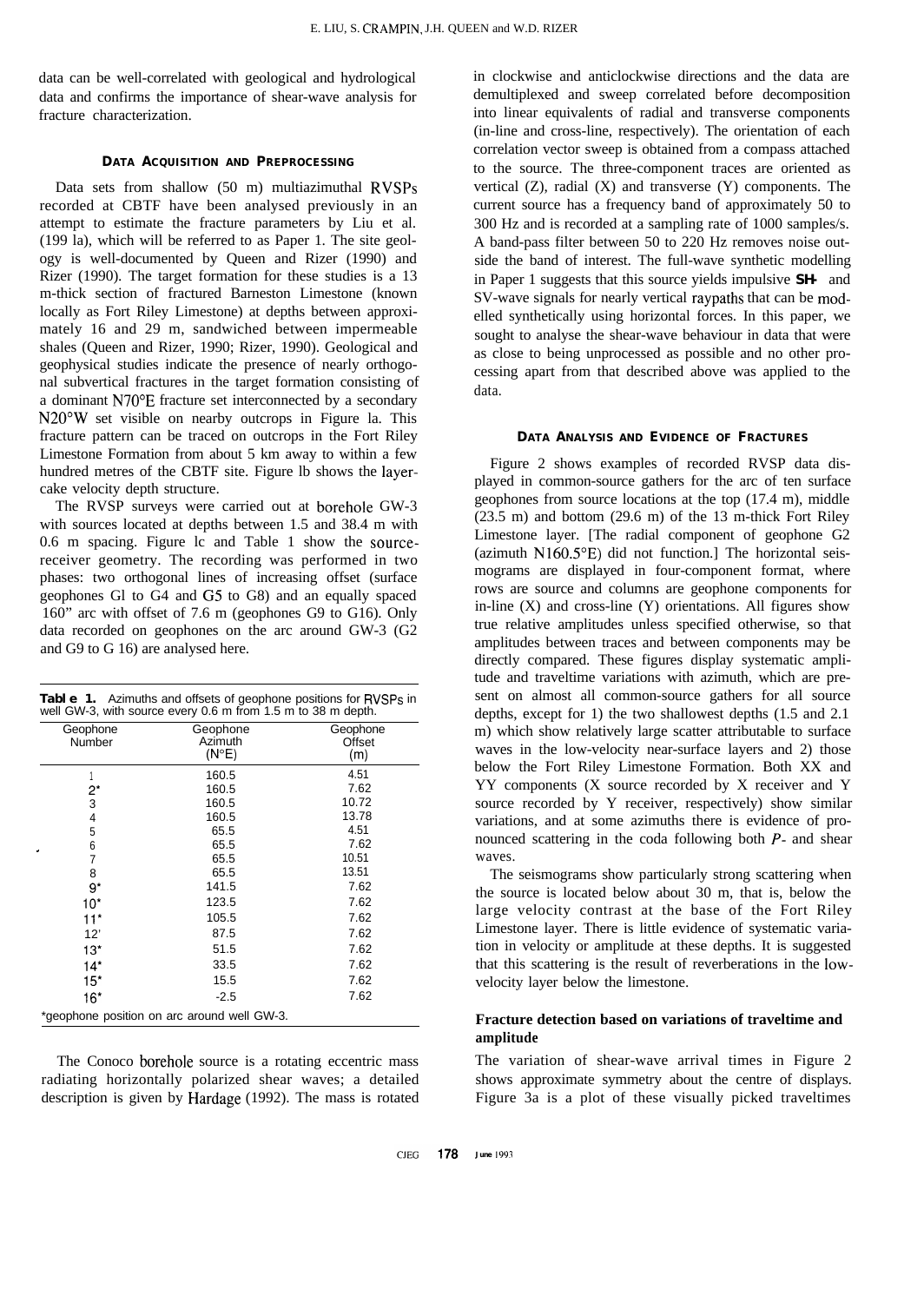data can be well-correlated with geological and hydrological data and confirms the importance of shear-wave analysis for fracture characterization.

## DATA ACQUISITION AND PREPROCESSING

Data sets from shallow (50 m) multiazimuthal RVSPs recorded at CBTF have been analysed previously in an attempt to estimate the fracture parameters by Liu et al. (1991a), which will be referred to as Paper 1. The site geology is well-documented by Queen and Rizer (1990) and Rizer (1990). The target formation for these studies is a 13 m-thick section of fractured Barneston Limestone (known locally as Fort Riley Limestone) at depths between approximately 16 and 29 m, sandwiched between impermeable shales (Queen and Rizer, 1990; Rizer, 1990). Geological and geophysical studies indicate the presence of nearly orthogonal subvertical fractures in the target formation consisting of a dominant N70°E fracture set interconnected by a secondary N20°W set visible on nearby outcrops in Figure 1a. This fracture pattern can be traced on outcrops in the Fort Riley Limestone Formation from about 5 km away to within a few hundred metres of the CBTF site. Figure 1b shows the layer-cake velocity depth structure.

The RVSP surveys were carried out at borehole GW-3 with sources located at depths between 1.5 and 38.4 m with 0.6 m spacing. Figure 1c and Table 1 show the source-receiver geometry. The recording was performed in two phases: two orthogonal lines of increasing offset (surface geophones G1 to G4 and G5 to G8) and an equally spaced 160° arc with offset of 7.6 m (geophones G9 to G16). Only data recorded on geophones on the arc around GW-3 (G2 and G9 to G 16) are analysed here.

**Table 1.** Azimuths and offsets of geophone positions for RVSPs in well GW-3, with source every 0.6 m from 1.5 m to 38 m depth.

| Geophone Number | Geophone Azimuth (N°E) | Geophone Offset (m) |
|---|---|---|
| 1 | 160.5 | 4.51 |
| 2* | 160.5 | 7.62 |
| 3 | 160.5 | 10.72 |
| 4 | 160.5 | 13.78 |
| 5 | 65.5 | 4.51 |
| 6 | 65.5 | 7.62 |
| 7 | 65.5 | 10.51 |
| 8 | 65.5 | 13.51 |
| 9* | 141.5 | 7.62 |
| 10* | 123.5 | 7.62 |
| 11* | 105.5 | 7.62 |
| 12* | 87.5 | 7.62 |
| 13* | 51.5 | 7.62 |
| 14* | 33.5 | 7.62 |
| 15* | 15.5 | 7.62 |
| 16* | -2.5 | 7.62 |

*geophone position on arc around well GW-3.

The Conoco borehole source is a rotating eccentric mass radiating horizontally polarized shear waves; a detailed description is given by Hardage (1992). The mass is rotated in clockwise and anticlockwise directions and the data are demultiplexed and sweep correlated before decomposition into linear equivalents of radial and transverse components (in-line and cross-line, respectively). The orientation of each correlation vector sweep is obtained from a compass attached to the source. The three-component traces are oriented as vertical (Z), radial (X) and transverse (Y) components. The current source has a frequency band of approximately 50 to 300 Hz and is recorded at a sampling rate of 1000 samples/s. A band-pass filter between 50 to 220 Hz removes noise outside the band of interest. The full-wave synthetic modelling in Paper 1 suggests that this source yields impulsive **SH-** and SV-wave signals for nearly vertical raypaths that can be modelled synthetically using horizontal forces. In this paper, we sought to analyse the shear-wave behaviour in data that were as close to being unprocessed as possible and no other processing apart from that described above was applied to the data.

## DATA ANALYSIS AND EVIDENCE OF FRACTURES

Figure 2 shows examples of recorded RVSP data displayed in common-source gathers for the arc of ten surface geophones from source locations at the top (17.4 m), middle (23.5 m) and bottom (29.6 m) of the 13 m-thick Fort Riley Limestone layer. [The radial component of geophone G2 (azimuth N160.5°E) did not function.] The horizontal seismograms are displayed in four-component format, where rows are source and columns are geophone components for in-line (X) and cross-line (Y) orientations. All figures show true relative amplitudes unless specified otherwise, so that amplitudes between traces and between components may be directly compared. These figures display systematic amplitude and traveltime variations with azimuth, which are present on almost all common-source gathers for all source depths, except for 1) the two shallowest depths (1.5 and 2.1 m) which show relatively large scatter attributable to surface waves in the low-velocity near-surface layers and 2) those below the Fort Riley Limestone Formation. Both XX and YY components (X source recorded by X receiver and Y source recorded by Y receiver, respectively) show similar variations, and at some azimuths there is evidence of pronounced scattering in the coda following both *P*- and shear waves.

The seismograms show particularly strong scattering when the source is located below about 30 m, that is, below the large velocity contrast at the base of the Fort Riley Limestone layer. There is little evidence of systematic variation in velocity or amplitude at these depths. It is suggested that this scattering is the result of reverberations in the low-velocity layer below the limestone.

### Fracture detection based on variations of traveltime and amplitude

The variation of shear-wave arrival times in Figure 2 shows approximate symmetry about the centre of displays. Figure 3a is a plot of these visually picked traveltimes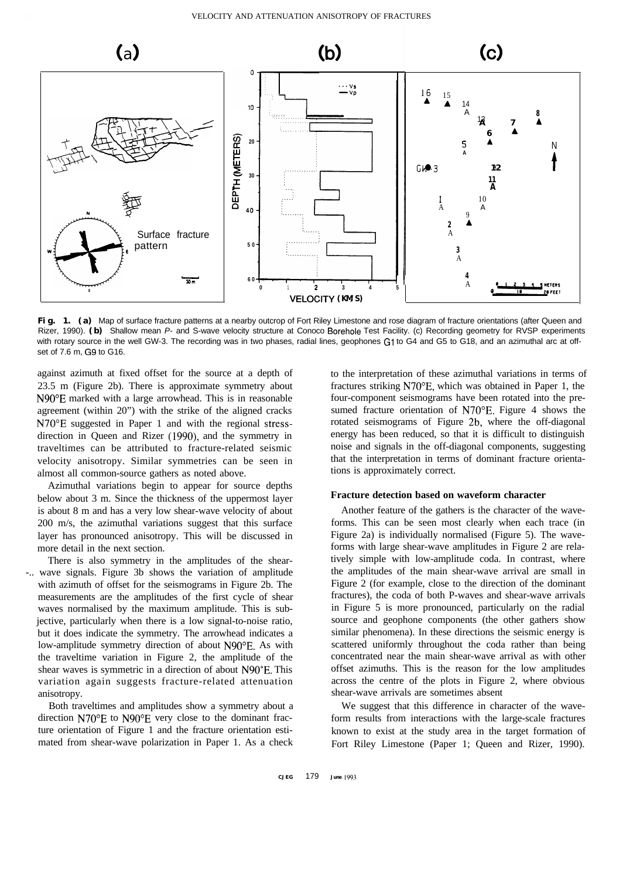**Fig. 1. (a)** Map of surface fracture patterns at a nearby outcrop of Fort Riley Limestone and rose diagram of fracture orientations (after Queen and Rizer, 1990). **(b)** Shallow mean *P*- and S-wave velocity structure at Conoco Borehole Test Facility. (c) Recording geometry for RVSP experiments with rotary source in the well GW-3. The recording was in two phases, radial lines, geophones G1 to G4 and G5 to G18, and an azimuthal arc at offset of 7.6 m, G9 to G16.

against azimuth at fixed offset for the source at a depth of 23.5 m (Figure 2b). There is approximate symmetry about N90°E marked with a large arrowhead. This is in reasonable agreement (within 20°) with the strike of the aligned cracks N70°E suggested in Paper 1 and with the regional stress-direction in Queen and Rizer (1990), and the symmetry in traveltimes can be attributed to fracture-related seismic velocity anisotropy. Similar symmetries can be seen in almost all common-source gathers as noted above.

Azimuthal variations begin to appear for source depths below about 3 m. Since the thickness of the uppermost layer is about 8 m and has a very low shear-wave velocity of about 200 m/s, the azimuthal variations suggest that this surface layer has pronounced anisotropy. This will be discussed in more detail in the next section.

There is also symmetry in the amplitudes of the shear-wave signals. Figure 3b shows the variation of amplitude with azimuth of offset for the seismograms in Figure 2b. The measurements are the amplitudes of the first cycle of shear waves normalised by the maximum amplitude. This is subjective, particularly when there is a low signal-to-noise ratio, but it does indicate the symmetry. The arrowhead indicates a low-amplitude symmetry direction of about N90°E. As with the traveltime variation in Figure 2, the amplitude of the shear waves is symmetric in a direction of about N90°E. This variation again suggests fracture-related attenuation anisotropy.

Both traveltimes and amplitudes show a symmetry about a direction N70°E to N90°E very close to the dominant fracture orientation of Figure 1 and the fracture orientation estimated from shear-wave polarization in Paper 1. As a check to the interpretation of these azimuthal variations in terms of fractures striking N70°E, which was obtained in Paper 1, the four-component seismograms have been rotated into the presumed fracture orientation of N70°E. Figure 4 shows the rotated seismograms of Figure 2b, where the off-diagonal energy has been reduced, so that it is difficult to distinguish noise and signals in the off-diagonal components, suggesting that the interpretation in terms of dominant fracture orientations is approximately correct.

### Fracture detection based on waveform character

Another feature of the gathers is the character of the waveforms. This can be seen most clearly when each trace (in Figure 2a) is individually normalised (Figure 5). The waveforms with large shear-wave amplitudes in Figure 2 are relatively simple with low-amplitude coda. In contrast, where the amplitudes of the main shear-wave arrival are small in Figure 2 (for example, close to the direction of the dominant fractures), the coda of both P-waves and shear-wave arrivals in Figure 5 is more pronounced, particularly on the radial source and geophone components (the other gathers show similar phenomena). In these directions the seismic energy is scattered uniformly throughout the coda rather than being concentrated near the main shear-wave arrival as with other offset azimuths. This is the reason for the low amplitudes across the centre of the plots in Figure 2, where obvious shear-wave arrivals are sometimes absent

We suggest that this difference in character of the waveform results from interactions with the large-scale fractures known to exist at the study area in the target formation of Fort Riley Limestone (Paper 1; Queen and Rizer, 1990).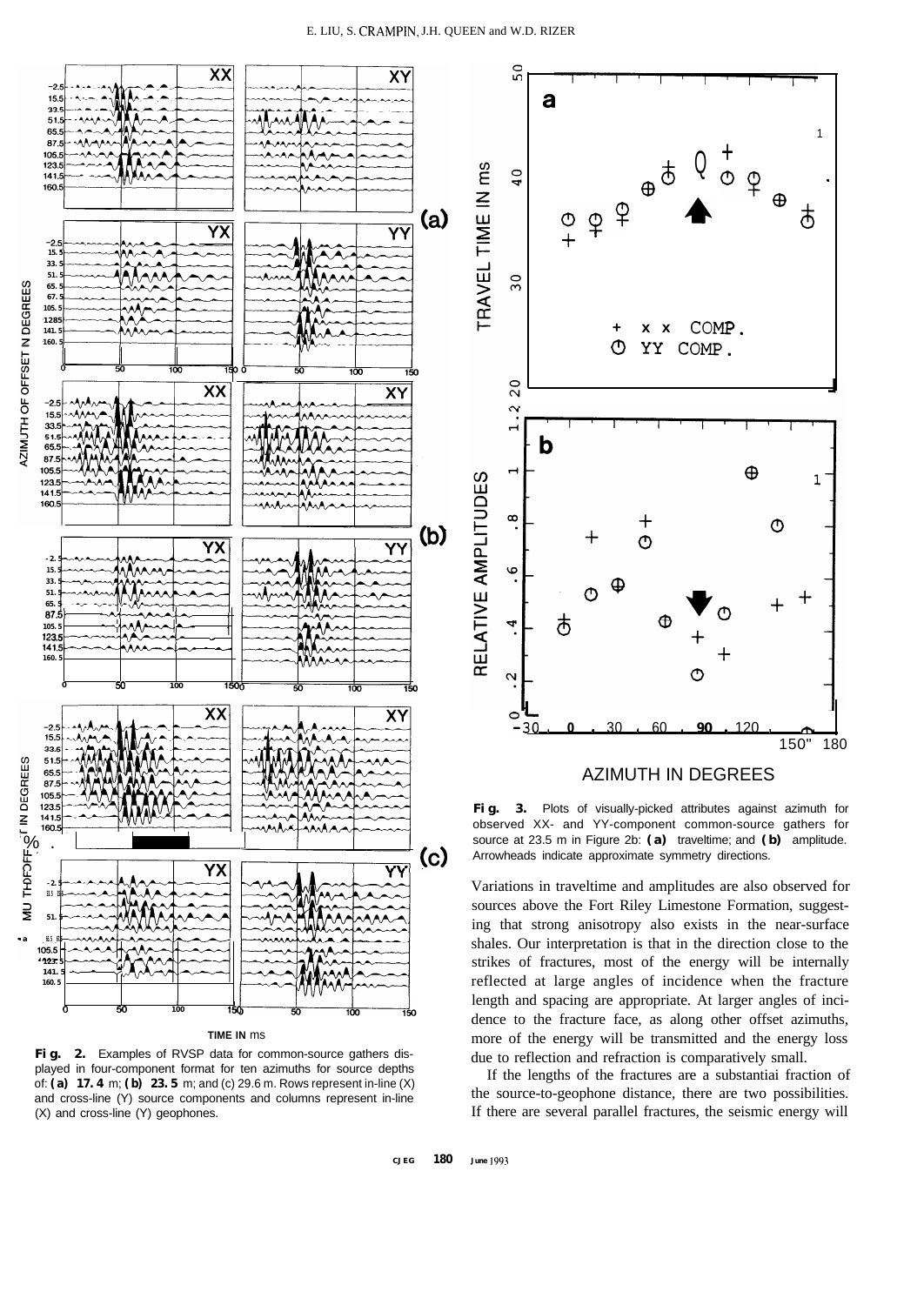**Fig. 2.** Examples of RVSP data for common-source gathers displayed in four-component format for ten azimuths for source depths of: **(a) 17.4** m; **(b) 23.5** m; and (c) 29.6 m. Rows represent in-line (X) and cross-line (Y) source components and columns represent in-line (X) and cross-line (Y) geophones.

**Fig. 3.** Plots of visually-picked attributes against azimuth for observed XX- and YY-component common-source gathers for source at 23.5 m in Figure 2b: **(a)** traveltime; and **(b)** amplitude. Arrowheads indicate approximate symmetry directions.

Variations in traveltime and amplitudes are also observed for sources above the Fort Riley Limestone Formation, suggesting that strong anisotropy also exists in the near-surface shales. Our interpretation is that in the direction close to the strikes of fractures, most of the energy will be internally reflected at large angles of incidence when the fracture length and spacing are appropriate. At larger angles of incidence to the fracture face, as along other offset azimuths, more of the energy will be transmitted and the energy loss due to reflection and refraction is comparatively small.

If the lengths of the fractures are a substantiai fraction of the source-to-geophone distance, there are two possibilities. If there are several parallel fractures, the seismic energy will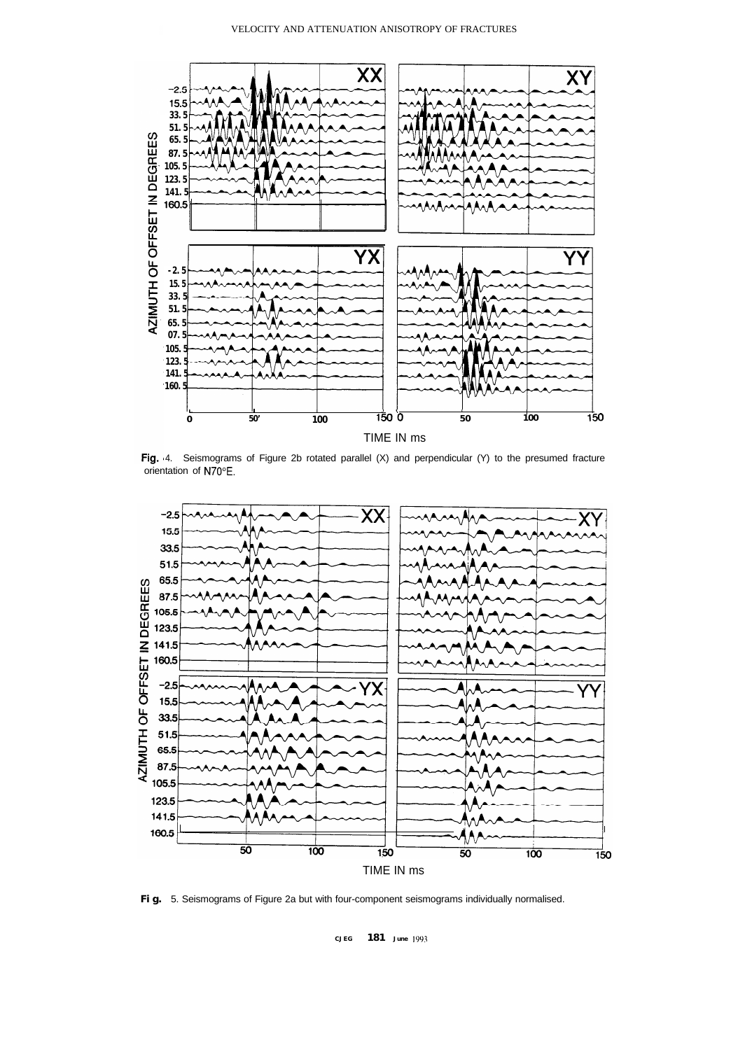**Fig. 4.** Seismograms of Figure 2b rotated parallel (X) and perpendicular (Y) to the presumed fracture orientation of N70°E.

**Fig. 5.** Seismograms of Figure 2a but with four-component seismograms individually normalised.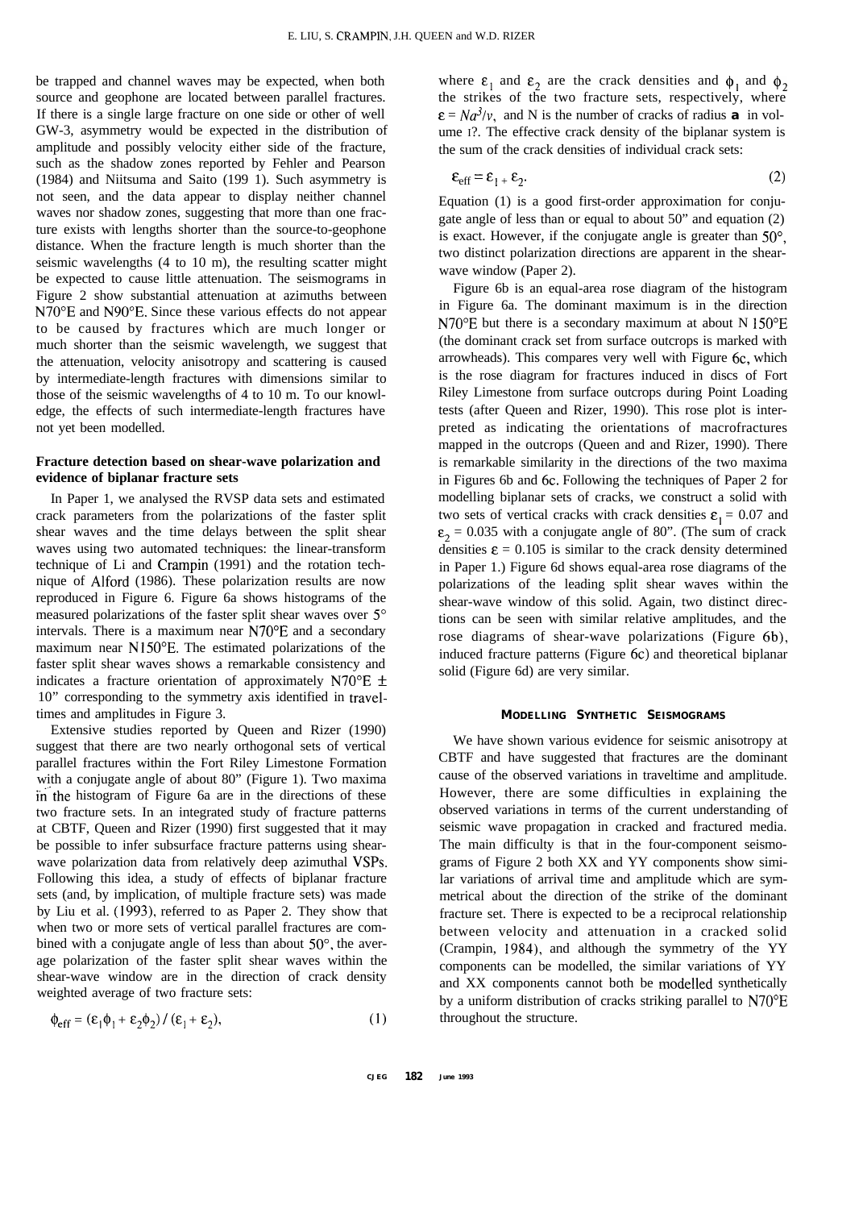be trapped and channel waves may be expected, when both source and geophone are located between parallel fractures. If there is a single large fracture on one side or other of well GW-3, asymmetry would be expected in the distribution of amplitude and possibly velocity either side of the fracture, such as the shadow zones reported by Fehler and Pearson (1984) and Niitsuma and Saito (199 1). Such asymmetry is not seen, and the data appear to display neither channel waves nor shadow zones, suggesting that more than one fracture exists with lengths shorter than the source-to-geophone distance. When the fracture length is much shorter than the seismic wavelengths (4 to 10 m), the resulting scatter might be expected to cause little attenuation. The seismograms in Figure 2 show substantial attenuation at azimuths between N70°E and N90°E. Since these various effects do not appear to be caused by fractures which are much longer or much shorter than the seismic wavelength, we suggest that the attenuation, velocity anisotropy and scattering is caused by intermediate-length fractures with dimensions similar to those of the seismic wavelengths of 4 to 10 m. To our knowledge, the effects of such intermediate-length fractures have not yet been modelled.

### Fracture detection based on shear-wave polarization and evidence of biplanar fracture sets

In Paper 1, we analysed the RVSP data sets and estimated crack parameters from the polarizations of the faster split shear waves and the time delays between the split shear waves using two automated techniques: the linear-transform technique of Li and Crampin (1991) and the rotation technique of Alford (1986). These polarization results are now reproduced in Figure 6. Figure 6a shows histograms of the measured polarizations of the faster split shear waves over 5° intervals. There is a maximum near N70°E and a secondary maximum near N150°E. The estimated polarizations of the faster split shear waves shows a remarkable consistency and indicates a fracture orientation of approximately N70°E ± 10" corresponding to the symmetry axis identified in traveltimes and amplitudes in Figure 3.

Extensive studies reported by Queen and Rizer (1990) suggest that there are two nearly orthogonal sets of vertical parallel fractures within the Fort Riley Limestone Formation with a conjugate angle of about 80" (Figure 1). Two maxima in the histogram of Figure 6a are in the directions of these two fracture sets. In an integrated study of fracture patterns at CBTF, Queen and Rizer (1990) first suggested that it may be possible to infer subsurface fracture patterns using shear-wave polarization data from relatively deep azimuthal VSPs. Following this idea, a study of effects of biplanar fracture sets (and, by implication, of multiple fracture sets) was made by Liu et al. (1993), referred to as Paper 2. They show that when two or more sets of vertical parallel fractures are combined with a conjugate angle of less than about 50°, the average polarization of the faster split shear waves within the shear-wave window are in the direction of crack density weighted average of two fracture sets:

$$\phi_{\text{eff}} = (\varepsilon_1\phi_1 + \varepsilon_2\phi_2) / (\varepsilon_1 + \varepsilon_2), \tag{1}$$

where $\varepsilon_1$ and $\varepsilon_2$ are the crack densities and $\phi_1$ and $\phi_2$ the strikes of the two fracture sets, respectively, where $\varepsilon = Na^3/v$, and N is the number of cracks of radius **a** in volume I?. The effective crack density of the biplanar system is the sum of the crack densities of individual crack sets:

$$\varepsilon_{\text{eff}} = \varepsilon_1 + \varepsilon_2. \tag{2}$$

Equation (1) is a good first-order approximation for conjugate angle of less than or equal to about 50" and equation (2) is exact. However, if the conjugate angle is greater than 50°, two distinct polarization directions are apparent in the shear-wave window (Paper 2).

Figure 6b is an equal-area rose diagram of the histogram in Figure 6a. The dominant maximum is in the direction N70°E but there is a secondary maximum at about N 150°E (the dominant crack set from surface outcrops is marked with arrowheads). This compares very well with Figure 6c, which is the rose diagram for fractures induced in discs of Fort Riley Limestone from surface outcrops during Point Loading tests (after Queen and Rizer, 1990). This rose plot is interpreted as indicating the orientations of macrofractures mapped in the outcrops (Queen and and Rizer, 1990). There is remarkable similarity in the directions of the two maxima in Figures 6b and 6c. Following the techniques of Paper 2 for modelling biplanar sets of cracks, we construct a solid with two sets of vertical cracks with crack densities $\varepsilon_1 = 0.07$ and $\varepsilon_2 = 0.035$ with a conjugate angle of 80". (The sum of crack densities $\varepsilon = 0.105$ is similar to the crack density determined in Paper 1.) Figure 6d shows equal-area rose diagrams of the polarizations of the leading split shear waves within the shear-wave window of this solid. Again, two distinct directions can be seen with similar relative amplitudes, and the rose diagrams of shear-wave polarizations (Figure 6b), induced fracture patterns (Figure 6c) and theoretical biplanar solid (Figure 6d) are very similar.

## MODELLING SYNTHETIC SEISMOGRAMS

We have shown various evidence for seismic anisotropy at CBTF and have suggested that fractures are the dominant cause of the observed variations in traveltime and amplitude. However, there are some difficulties in explaining the observed variations in terms of the current understanding of seismic wave propagation in cracked and fractured media. The main difficulty is that in the four-component seismograms of Figure 2 both XX and YY components show similar variations of arrival time and amplitude which are symmetrical about the direction of the strike of the dominant fracture set. There is expected to be a reciprocal relationship between velocity and attenuation in a cracked solid (Crampin, 1984), and although the symmetry of the YY components can be modelled, the similar variations of YY and XX components cannot both be modelled synthetically by a uniform distribution of cracks striking parallel to N70°E throughout the structure.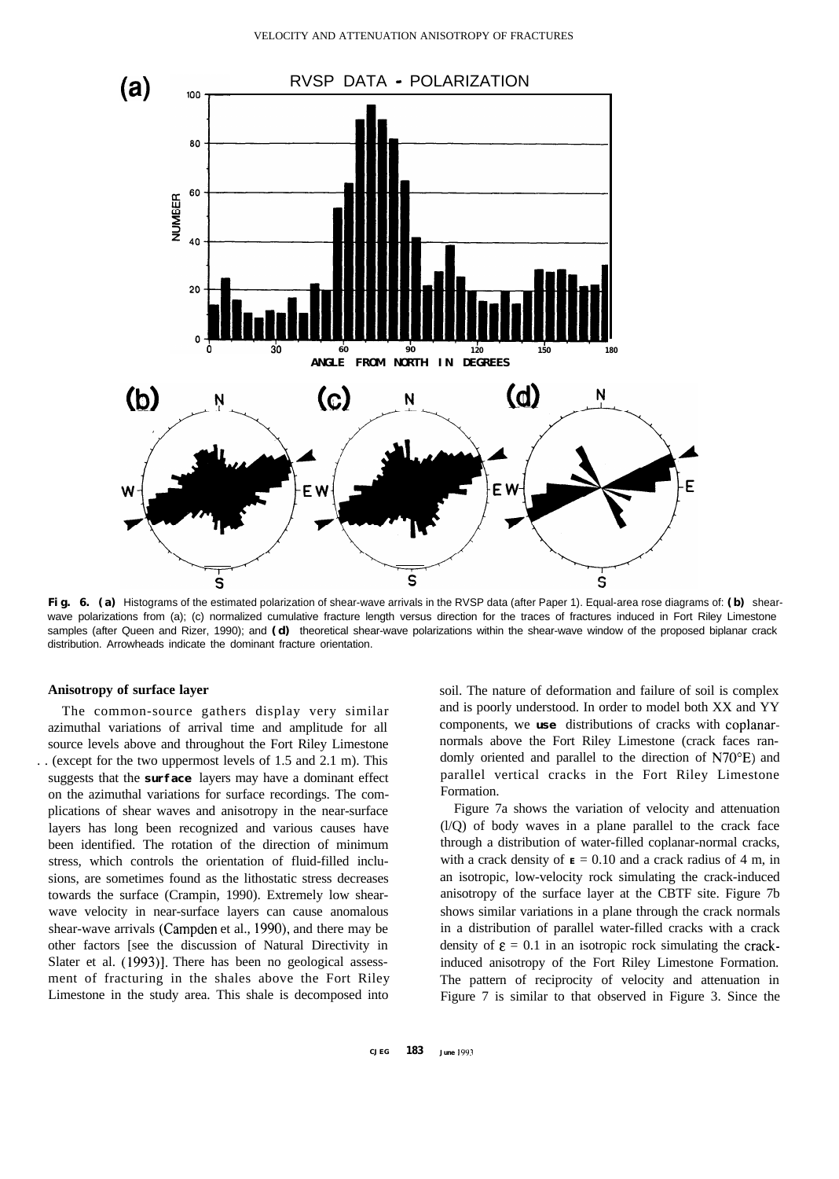Fig. 6. (a) Histograms of the estimated polarization of shear-wave arrivals in the RVSP data (after Paper 1). Equal-area rose diagrams of: (b) shear-wave polarizations from (a); (c) normalized cumulative fracture length versus direction for the traces of fractures induced in Fort Riley Limestone samples (after Queen and Rizer, 1990); and (d) theoretical shear-wave polarizations within the shear-wave window of the proposed biplanar crack distribution. Arrowheads indicate the dominant fracture orientation.

### Anisotropy of surface layer

The common-source gathers display very similar azimuthal variations of arrival time and amplitude for all source levels above and throughout the Fort Riley Limestone (except for the two uppermost levels of 1.5 and 2.1 m). This suggests that the **surface** layers may have a dominant effect on the azimuthal variations for surface recordings. The complications of shear waves and anisotropy in the near-surface layers has long been recognized and various causes have been identified. The rotation of the direction of minimum stress, which controls the orientation of fluid-filled inclusions, are sometimes found as the lithostatic stress decreases towards the surface (Crampin, 1990). Extremely low shear-wave velocity in near-surface layers can cause anomalous shear-wave arrivals (Campden et al., 1990), and there may be other factors [see the discussion of Natural Directivity in Slater et al. (1993)]. There has been no geological assessment of fracturing in the shales above the Fort Riley Limestone in the study area. This shale is decomposed into soil. The nature of deformation and failure of soil is complex and is poorly understood. In order to model both XX and YY components, we **use** distributions of cracks with coplanar-normals above the Fort Riley Limestone (crack faces randomly oriented and parallel to the direction of N70°E) and parallel vertical cracks in the Fort Riley Limestone Formation.

Figure 7a shows the variation of velocity and attenuation (l/Q) of body waves in a plane parallel to the crack face through a distribution of water-filled coplanar-normal cracks, with a crack density of $\varepsilon = 0.10$ and a crack radius of 4 m, in an isotropic, low-velocity rock simulating the crack-induced anisotropy of the surface layer at the CBTF site. Figure 7b shows similar variations in a plane through the crack normals in a distribution of parallel water-filled cracks with a crack density of $\varepsilon = 0.1$ in an isotropic rock simulating the crack-induced anisotropy of the Fort Riley Limestone Formation. The pattern of reciprocity of velocity and attenuation in Figure 7 is similar to that observed in Figure 3. Since the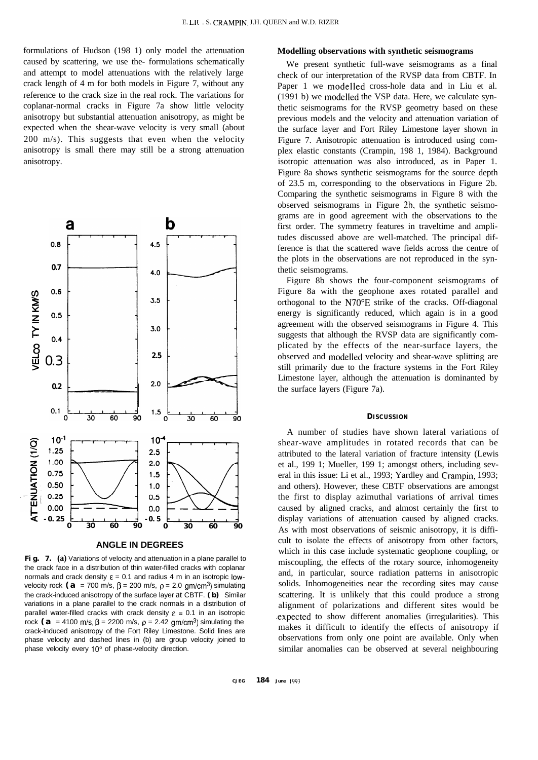formulations of Hudson (1981) only model the attenuation caused by scattering, we use the formulations schematically and attempt to model attenuations with the relatively large crack length of 4 m for both models in Figure 7, without any reference to the crack size in the real rock. The variations for coplanar-normal cracks in Figure 7a show little velocity anisotropy but substantial attenuation anisotropy, as might be expected when the shear-wave velocity is very small (about 200 m/s). This suggests that even when the velocity anisotropy is small there may still be a strong attenuation anisotropy.

**Fig. 7.** **(a)** Variations of velocity and attenuation in a plane parallel to the crack face in a distribution of thin water-filled cracks with coplanar normals and crack density $\varepsilon = 0.1$ and radius 4 m in an isotropic low-velocity rock ($\alpha$ = 700 m/s, $\beta$ = 200 m/s, $\rho$ = 2.0 gm/cm$^3$) simulating the crack-induced anisotropy of the surface layer at CBTF. **(b)** Similar variations in a plane parallel to the crack normals in a distribution of parallel water-filled cracks with crack density $\varepsilon = 0.1$ in an isotropic rock ($\alpha$ = 4100 m/s, $\beta$ = 2200 m/s, $\rho$ = 2.42 gm/cm$^3$) simulating the crack-induced anisotropy of the Fort Riley Limestone. Solid lines are phase velocity and dashed lines in (b) are group velocity joined to phase velocity every 10° of phase-velocity direction.

## Modelling observations with synthetic seismograms

We present synthetic full-wave seismograms as a final check of our interpretation of the RVSP data from CBTF. In Paper 1 we modelled cross-hole data and in Liu et al. (1991 b) we modelled the VSP data. Here, we calculate synthetic seismograms for the RVSP geometry based on these previous models and the velocity and attenuation variation of the surface layer and Fort Riley Limestone layer shown in Figure 7. Anisotropic attenuation is introduced using complex elastic constants (Crampin, 1981, 1984). Background isotropic attenuation was also introduced, as in Paper 1. Figure 8a shows synthetic seismograms for the source depth of 23.5 m, corresponding to the observations in Figure 2b. Comparing the synthetic seismograms in Figure 8 with the observed seismograms in Figure 2b, the synthetic seismograms are in good agreement with the observations to the first order. The symmetry features in traveltime and amplitudes discussed above are well-matched. The principal difference is that the scattered wave fields across the centre of the plots in the observations are not reproduced in the synthetic seismograms.

Figure 8b shows the four-component seismograms of Figure 8a with the geophone axes rotated parallel and orthogonal to the N70°E strike of the cracks. Off-diagonal energy is significantly reduced, which again is in a good agreement with the observed seismograms in Figure 4. This suggests that although the RVSP data are significantly complicated by the effects of the near-surface layers, the observed and modelled velocity and shear-wave splitting are still primarily due to the fracture systems in the Fort Riley Limestone layer, although the attenuation is dominanted by the surface layers (Figure 7a).

## DISCUSSION

A number of studies have shown lateral variations of shear-wave amplitudes in rotated records that can be attributed to the lateral variation of fracture intensity (Lewis et al., 1991; Mueller, 1991; amongst others, including several in this issue: Li et al., 1993; Yardley and Crampin, 1993; and others). However, these CBTF observations are amongst the first to display azimuthal variations of arrival times caused by aligned cracks, and almost certainly the first to display variations of attenuation caused by aligned cracks. As with most observations of seismic anisotropy, it is difficult to isolate the effects of anisotropy from other factors, which in this case include systematic geophone coupling, or miscoupling, the effects of the rotary source, inhomogeneity and, in particular, source radiation patterns in anisotropic solids. Inhomogeneities near the recording sites may cause scattering. It is unlikely that this could produce a strong alignment of polarizations and different sites would be expected to show different anomalies (irregularities). This makes it difficult to identify the effects of anisotropy if observations from only one point are available. Only when similar anomalies can be observed at several neighbouring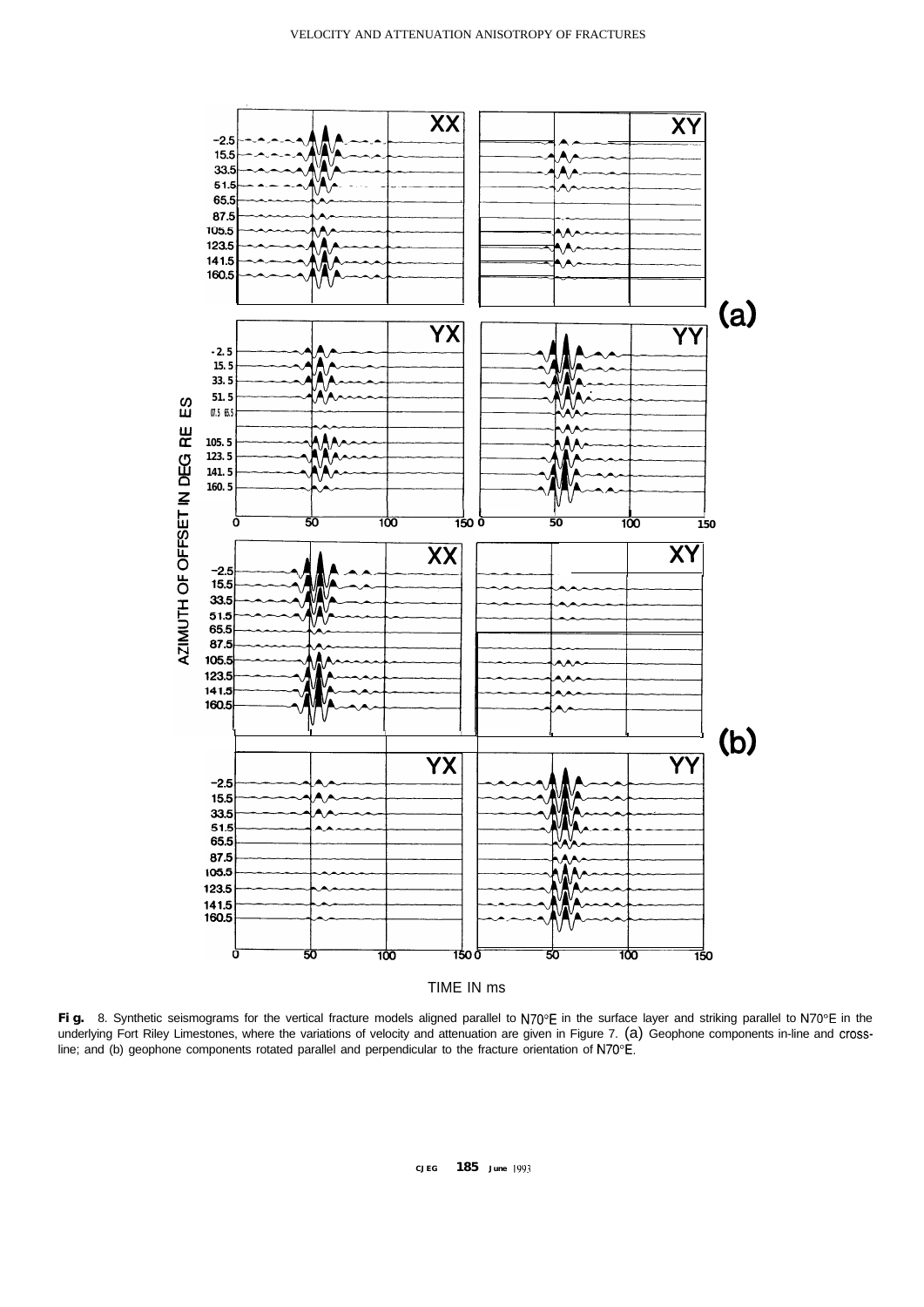**Fig.** 8. Synthetic seismograms for the vertical fracture models aligned parallel to N70°E in the surface layer and striking parallel to N70°E in the underlying Fort Riley Limestones, where the variations of velocity and attenuation are given in Figure 7. (a) Geophone components in-line and cross-line; and (b) geophone components rotated parallel and perpendicular to the fracture orientation of N70°E.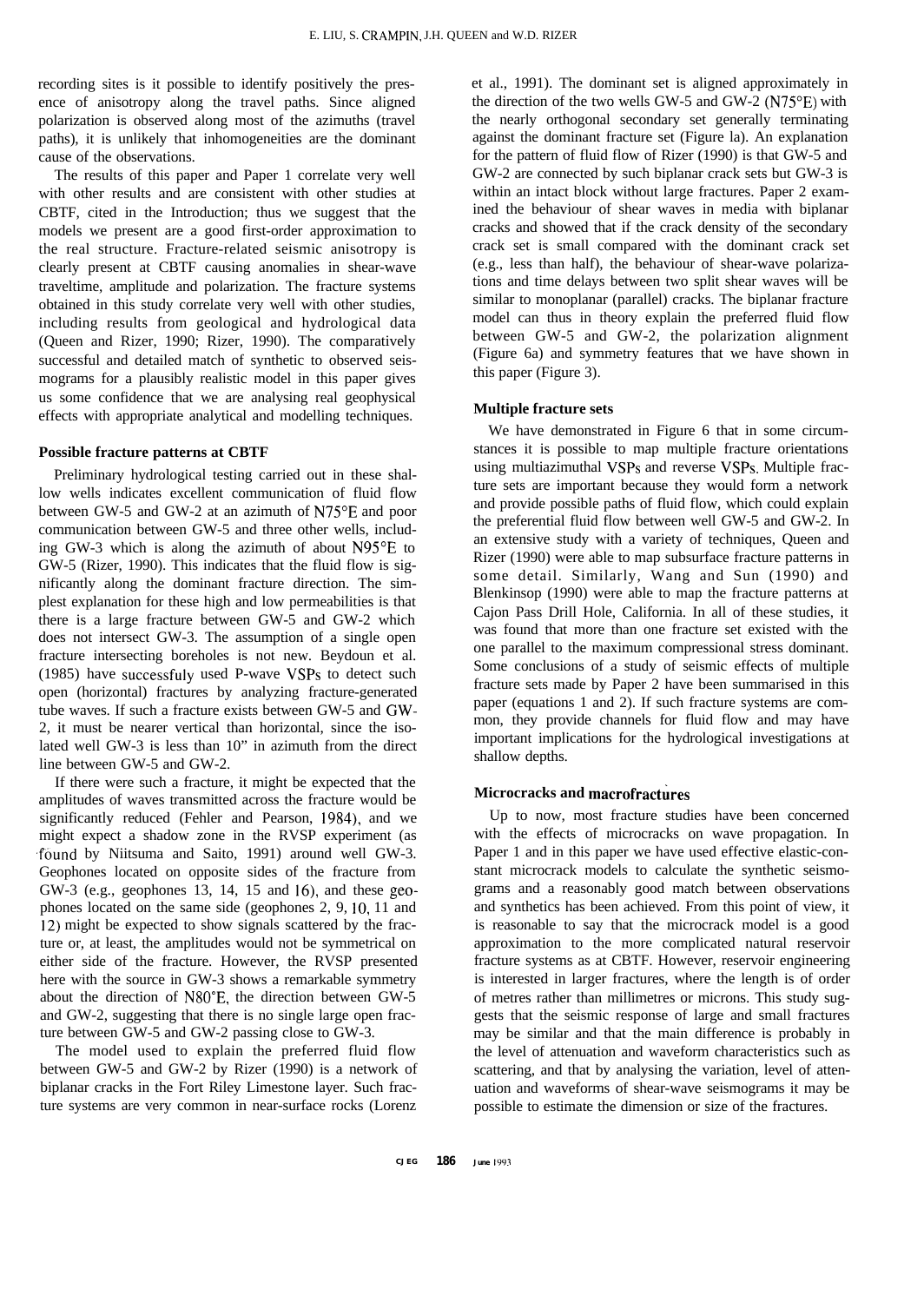recording sites is it possible to identify positively the presence of anisotropy along the travel paths. Since aligned polarization is observed along most of the azimuths (travel paths), it is unlikely that inhomogeneities are the dominant cause of the observations.

The results of this paper and Paper 1 correlate very well with other results and are consistent with other studies at CBTF, cited in the Introduction; thus we suggest that the models we present are a good first-order approximation to the real structure. Fracture-related seismic anisotropy is clearly present at CBTF causing anomalies in shear-wave traveltime, amplitude and polarization. The fracture systems obtained in this study correlate very well with other studies, including results from geological and hydrological data (Queen and Rizer, 1990; Rizer, 1990). The comparatively successful and detailed match of synthetic to observed seismograms for a plausibly realistic model in this paper gives us some confidence that we are analysing real geophysical effects with appropriate analytical and modelling techniques.

**Possible fracture patterns at CBTF**

Preliminary hydrological testing carried out in these shallow wells indicates excellent communication of fluid flow between GW-5 and GW-2 at an azimuth of N75°E and poor communication between GW-5 and three other wells, including GW-3 which is along the azimuth of about N95°E to GW-5 (Rizer, 1990). This indicates that the fluid flow is significantly along the dominant fracture direction. The simplest explanation for these high and low permeabilities is that there is a large fracture between GW-5 and GW-2 which does not intersect GW-3. The assumption of a single open fracture intersecting boreholes is not new. Beydoun et al. (1985) have successfuly used P-wave VSPs to detect such open (horizontal) fractures by analyzing fracture-generated tube waves. If such a fracture exists between GW-5 and GW-2, it must be nearer vertical than horizontal, since the isolated well GW-3 is less than 10" in azimuth from the direct line between GW-5 and GW-2.

If there were such a fracture, it might be expected that the amplitudes of waves transmitted across the fracture would be significantly reduced (Fehler and Pearson, 1984), and we might expect a shadow zone in the RVSP experiment (as found by Niitsuma and Saito, 1991) around well GW-3. Geophones located on opposite sides of the fracture from GW-3 (e.g., geophones 13, 14, 15 and 16), and these geophones located on the same side (geophones 2, 9, 10, 11 and 12) might be expected to show signals scattered by the fracture or, at least, the amplitudes would not be symmetrical on either side of the fracture. However, the RVSP presented here with the source in GW-3 shows a remarkable symmetry about the direction of N80°E, the direction between GW-5 and GW-2, suggesting that there is no single large open fracture between GW-5 and GW-2 passing close to GW-3.

The model used to explain the preferred fluid flow between GW-5 and GW-2 by Rizer (1990) is a network of biplanar cracks in the Fort Riley Limestone layer. Such fracture systems are very common in near-surface rocks (Lorenz et al., 1991). The dominant set is aligned approximately in the direction of the two wells GW-5 and GW-2 (N75°E) with the nearly orthogonal secondary set generally terminating against the dominant fracture set (Figure la). An explanation for the pattern of fluid flow of Rizer (1990) is that GW-5 and GW-2 are connected by such biplanar crack sets but GW-3 is within an intact block without large fractures. Paper 2 examined the behaviour of shear waves in media with biplanar cracks and showed that if the crack density of the secondary crack set is small compared with the dominant crack set (e.g., less than half), the behaviour of shear-wave polarizations and time delays between two split shear waves will be similar to monoplanar (parallel) cracks. The biplanar fracture model can thus in theory explain the preferred fluid flow between GW-5 and GW-2, the polarization alignment (Figure 6a) and symmetry features that we have shown in this paper (Figure 3).

**Multiple fracture sets**

We have demonstrated in Figure 6 that in some circumstances it is possible to map multiple fracture orientations using multiazimuthal VSPs and reverse VSPs. Multiple fracture sets are important because they would form a network and provide possible paths of fluid flow, which could explain the preferential fluid flow between well GW-5 and GW-2. In an extensive study with a variety of techniques, Queen and Rizer (1990) were able to map subsurface fracture patterns in some detail. Similarly, Wang and Sun (1990) and Blenkinsop (1990) were able to map the fracture patterns at Cajon Pass Drill Hole, California. In all of these studies, it was found that more than one fracture set existed with the one parallel to the maximum compressional stress dominant. Some conclusions of a study of seismic effects of multiple fracture sets made by Paper 2 have been summarised in this paper (equations 1 and 2). If such fracture systems are common, they provide channels for fluid flow and may have important implications for the hydrological investigations at shallow depths.

**Microcracks and macrofractures**

Up to now, most fracture studies have been concerned with the effects of microcracks on wave propagation. In Paper 1 and in this paper we have used effective elastic-constant microcrack models to calculate the synthetic seismograms and a reasonably good match between observations and synthetics has been achieved. From this point of view, it is reasonable to say that the microcrack model is a good approximation to the more complicated natural reservoir fracture systems as at CBTF. However, reservoir engineering is interested in larger fractures, where the length is of order of metres rather than millimetres or microns. This study suggests that the seismic response of large and small fractures may be similar and that the main difference is probably in the level of attenuation and waveform characteristics such as scattering, and that by analysing the variation, level of attenuation and waveforms of shear-wave seismograms it may be possible to estimate the dimension or size of the fractures.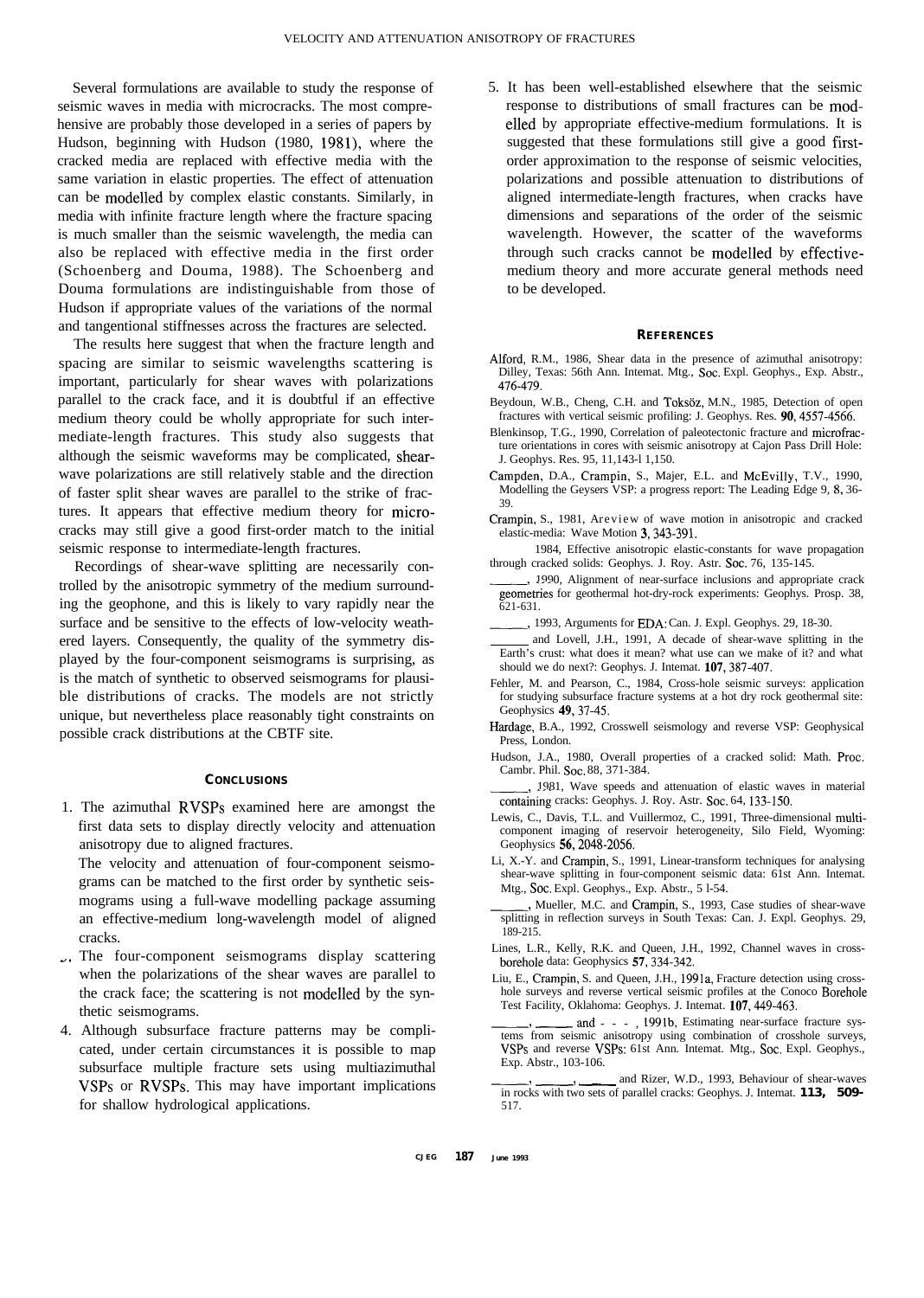Several formulations are available to study the response of seismic waves in media with microcracks. The most comprehensive are probably those developed in a series of papers by Hudson, beginning with Hudson (1980, 1981), where the cracked media are replaced with effective media with the same variation in elastic properties. The effect of attenuation can be modelled by complex elastic constants. Similarly, in media with infinite fracture length where the fracture spacing is much smaller than the seismic wavelength, the media can also be replaced with effective media in the first order (Schoenberg and Douma, 1988). The Schoenberg and Douma formulations are indistinguishable from those of Hudson if appropriate values of the variations of the normal and tangentional stiffnesses across the fractures are selected.

The results here suggest that when the fracture length and spacing are similar to seismic wavelengths scattering is important, particularly for shear waves with polarizations parallel to the crack face, and it is doubtful if an effective medium theory could be wholly appropriate for such intermediate-length fractures. This study also suggests that although the seismic waveforms may be complicated, shear-wave polarizations are still relatively stable and the direction of faster split shear waves are parallel to the strike of fractures. It appears that effective medium theory for microcracks may still give a good first-order match to the initial seismic response to intermediate-length fractures.

Recordings of shear-wave splitting are necessarily controlled by the anisotropic symmetry of the medium surrounding the geophone, and this is likely to vary rapidly near the surface and be sensitive to the effects of low-velocity weathered layers. Consequently, the quality of the symmetry displayed by the four-component seismograms is surprising, as is the match of synthetic to observed seismograms for plausible distributions of cracks. The models are not strictly unique, but nevertheless place reasonably tight constraints on possible crack distributions at the CBTF site.

## CONCLUSIONS

1. The azimuthal RVSPs examined here are amongst the first data sets to display directly velocity and attenuation anisotropy due to aligned fractures.

2. The velocity and attenuation of four-component seismograms can be matched to the first order by synthetic seismograms using a full-wave modelling package assuming an effective-medium long-wavelength model of aligned cracks.

3. The four-component seismograms display scattering when the polarizations of the shear waves are parallel to the crack face; the scattering is not modelled by the synthetic seismograms.

4. Although subsurface fracture patterns may be complicated, under certain circumstances it is possible to map subsurface multiple fracture sets using multiazimuthal VSPs or RVSPs. This may have important implications for shallow hydrological applications.

5. It has been well-established elsewhere that the seismic response to distributions of small fractures can be modelled by appropriate effective-medium formulations. It is suggested that these formulations still give a good first-order approximation to the response of seismic velocities, polarizations and possible attenuation to distributions of aligned intermediate-length fractures, when cracks have dimensions and separations of the order of the seismic wavelength. However, the scatter of the waveforms through such cracks cannot be modelled by effective-medium theory and more accurate general methods need to be developed.

## REFERENCES

Alford, R.M., 1986, Shear data in the presence of azimuthal anisotropy: Dilley, Texas: 56th Ann. Intemat. Mtg., Soc. Expl. Geophys., Exp. Abstr., 476-479.

Beydoun, W.B., Cheng, C.H. and Toksöz, M.N., 1985, Detection of open fractures with vertical seismic profiling: J. Geophys. Res. **90**, 4557-4566.

Blenkinsop, T.G., 1990, Correlation of paleotectonic fracture and microfracture orientations in cores with seismic anisotropy at Cajon Pass Drill Hole: J. Geophys. Res. 95, 11,143-11,150.

Campden, D.A., Crampin, S., Majer, E.L. and McEvilly, T.V., 1990, Modelling the Geysers VSP: a progress report: The Leading Edge 9, **8**, 36-39.

Crampin, S., 1981, A review of wave motion in anisotropic and cracked elastic-media: Wave Motion **3**, 343-391.

______ 1984, Effective anisotropic elastic-constants for wave propagation through cracked solids: Geophys. J. Roy. Astr. Soc. 76, 135-145.

______, 1990, Alignment of near-surface inclusions and appropriate crack geometries for geothermal hot-dry-rock experiments: Geophys. Prosp. 38, 621-631.

______, 1993, Arguments for EDA: Can. J. Expl. Geophys. 29, 18-30.

______ and Lovell, J.H., 1991, A decade of shear-wave splitting in the Earth's crust: what does it mean? what use can we make of it? and what should we do next?: Geophys. J. Intemat. **107**, 387-407.

Fehler, M. and Pearson, C., 1984, Cross-hole seismic surveys: application for studying subsurface fracture systems at a hot dry rock geothermal site: Geophysics **49**, 37-45.

Hardage, B.A., 1992, Crosswell seismology and reverse VSP: Geophysical Press, London.

Hudson, J.A., 1980, Overall properties of a cracked solid: Math. Proc. Cambr. Phil. Soc. 88, 371-384.

______, 1981, Wave speeds and attenuation of elastic waves in material containing cracks: Geophys. J. Roy. Astr. Soc. 64, 133-150.

Lewis, C., Davis, T.L. and Vuillermoz, C., 1991, Three-dimensional multicomponent imaging of reservoir heterogeneity, Silo Field, Wyoming: Geophysics **56**, 2048-2056.

Li, X.-Y. and Crampin, S., 1991, Linear-transform techniques for analysing shear-wave splitting in four-component seismic data: 61st Ann. Intemat. Mtg., Soc. Expl. Geophys., Exp. Abstr., 51-54.

______, Mueller, M.C. and Crampin, S., 1993, Case studies of shear-wave splitting in reflection surveys in South Texas: Can. J. Expl. Geophys. 29, 189-215.

Lines, L.R., Kelly, R.K. and Queen, J.H., 1992, Channel waves in cross-borehole data: Geophysics **57**, 334-342.

Liu, E., Crampin, S. and Queen, J.H., 1991a, Fracture detection using cross-hole surveys and reverse vertical seismic profiles at the Conoco Borehole Test Facility, Oklahoma: Geophys. J. Intemat. **107**, 449-463.

______, ______ and ______, 1991b, Estimating near-surface fracture systems from seismic anisotropy using combination of crosshole surveys, VSPs and reverse VSPs: 61st Ann. Intemat. Mtg., Soc. Expl. Geophys., Exp. Abstr., 103-106.

______, ______, ______ and Rizer, W.D., 1993, Behaviour of shear-waves in rocks with two sets of parallel cracks: Geophys. J. Intemat. **113**, 509-517.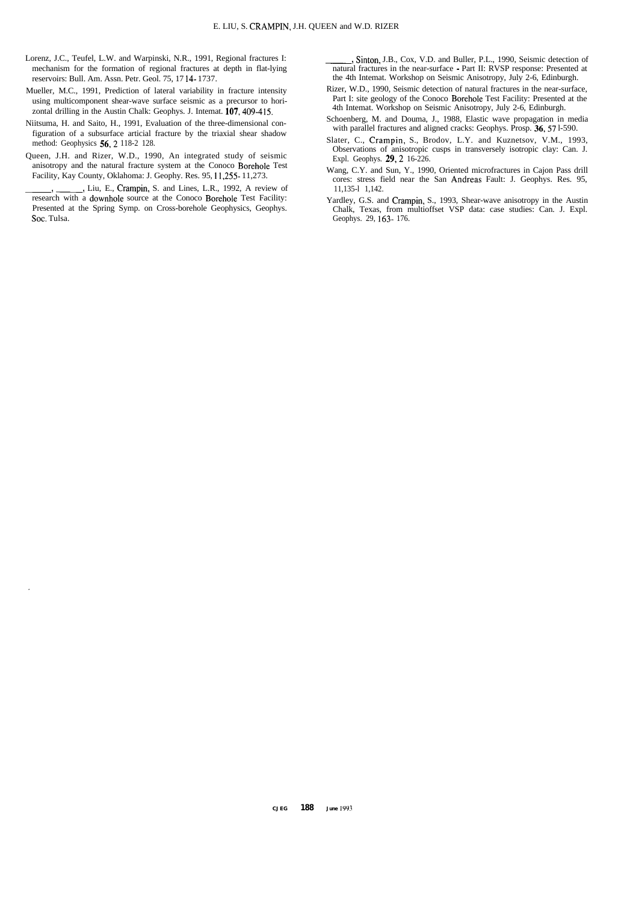Lorenz, J.C., Teufel, L.W. and Warpinski, N.R., 1991, Regional fractures I: mechanism for the formation of regional fractures at depth in flat-lying reservoirs: Bull. Am. Assn. Petr. Geol. 75, 1714-1737.

Mueller, M.C., 1991, Prediction of lateral variability in fracture intensity using multicomponent shear-wave surface seismic as a precursor to horizontal drilling in the Austin Chalk: Geophys. J. Internat. 107, 409-415.

Niitsuma, H. and Saito, H., 1991, Evaluation of the three-dimensional configuration of a subsurface articial fracture by the triaxial shear shadow method: Geophysics 56, 2118-2128.

Queen, J.H. and Rizer, W.D., 1990, An integrated study of seismic anisotropy and the natural fracture system at the Conoco Borehole Test Facility, Kay County, Oklahoma: J. Geophy. Res. 95, 11,255-11,273.

______, ______, Liu, E., Crampin, S. and Lines, L.R., 1992, A review of research with a downhole source at the Conoco Borehole Test Facility: Presented at the Spring Symp. on Cross-borehole Geophysics, Geophys. Soc. Tulsa.

______, Sinton, J.B., Cox, V.D. and Buller, P.L., 1990, Seismic detection of natural fractures in the near-surface - Part II: RVSP response: Presented at the 4th Internat. Workshop on Seismic Anisotropy, July 2-6, Edinburgh.

Rizer, W.D., 1990, Seismic detection of natural fractures in the near-surface, Part I: site geology of the Conoco Borehole Test Facility: Presented at the 4th Internat. Workshop on Seismic Anisotropy, July 2-6, Edinburgh.

Schoenberg, M. and Douma, J., 1988, Elastic wave propagation in media with parallel fractures and aligned cracks: Geophys. Prosp. 36, 571-590.

Slater, C., Crampin, S., Brodov, L.Y. and Kuznetsov, V.M., 1993, Observations of anisotropic cusps in transversely isotropic clay: Can. J. Expl. Geophys. 29, 216-226.

Wang, C.Y. and Sun, Y., 1990, Oriented microfractures in Cajon Pass drill cores: stress field near the San Andreas Fault: J. Geophys. Res. 95, 11,135-11,142.

Yardley, G.S. and Crampin, S., 1993, Shear-wave anisotropy in the Austin Chalk, Texas, from multioffset VSP data: case studies: Can. J. Expl. Geophys. 29, 163-176.